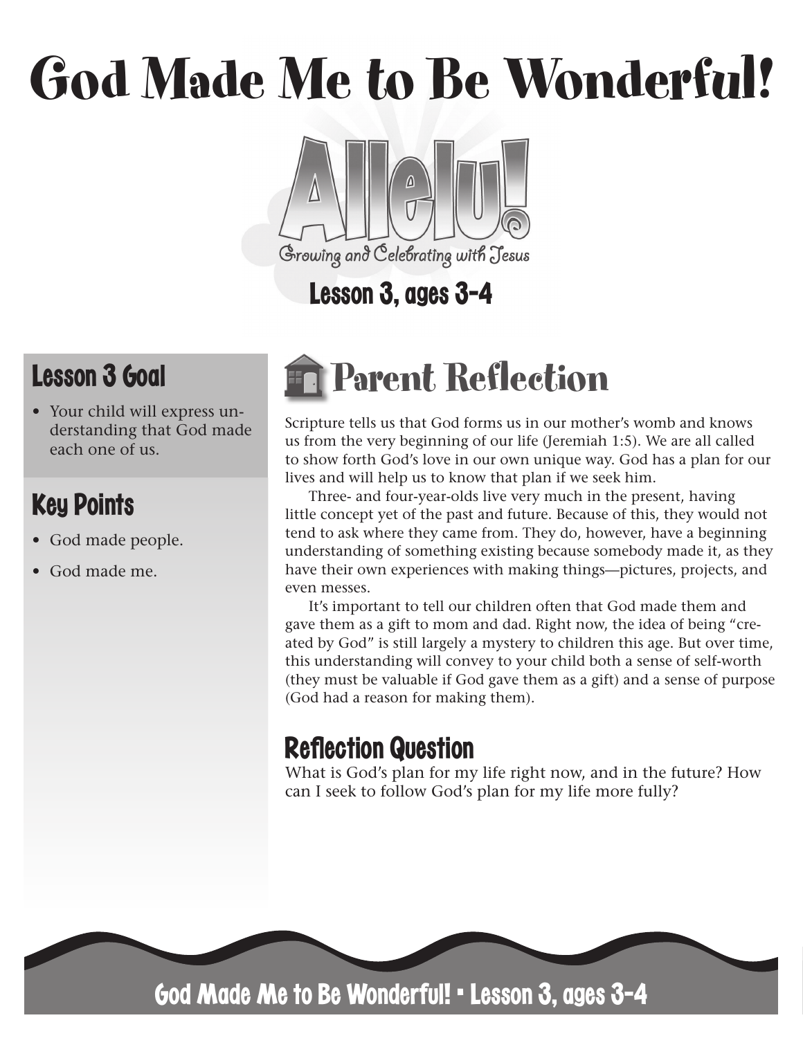# God Made Me to Be Wonderful!

Allelu!

Growing and Celebrating with Jesus

Lesson 3, ages 3-4

## Lesson 3 Goal

- Your child will express understanding that God made each one of us.

## Key Points

- God made people.
- God made me.

## Parent Reflection

Scripture tells us that God forms us in our mother's womb and knows us from the very beginning of our life (Jeremiah 1:5). We are all called to show forth God's love in our own unique way. God has a plan for our lives and will help us to know that plan if we seek him.

Three- and four-year-olds live very much in the present, having little concept yet of the past and future. Because of this, they would not tend to ask where they came from. They do, however, have a beginning understanding of something existing because somebody made it, as they have their own experiences with making things—pictures, projects, and even messes.

It's important to tell our children often that God made them and gave them as a gift to mom and dad. Right now, the idea of being "created by God" is still largely a mystery to children this age. But over time, this understanding will convey to your child both a sense of self-worth (they must be valuable if God gave them as a gift) and a sense of purpose (God had a reason for making them).

### Reflection Question

What is God's plan for my life right now, and in the future? How can I seek to follow God's plan for my life more fully?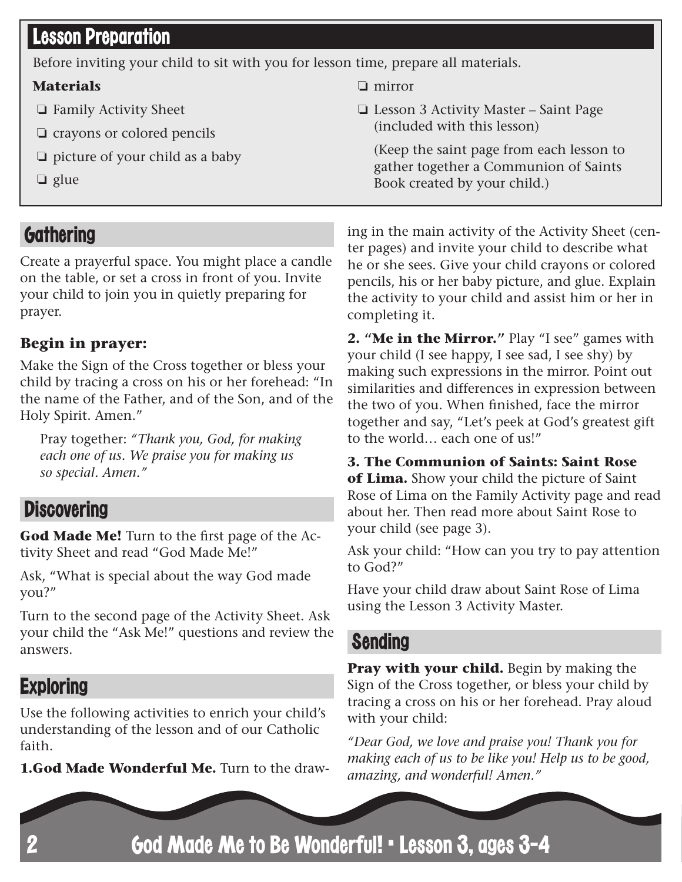## Lesson Preparation

Before inviting your child to sit with you for lesson time, prepare all materials.

**Materials**

- ❏ Family Activity Sheet
- ❏ crayons or colored pencils
- ❏ picture of your child as a baby
- ❏ glue
- ❏ mirror
- ❏ Lesson 3 Activity Master – Saint Page (included with this lesson)

  (Keep the saint page from each lesson to gather together a Communion of Saints Book created by your child.)

## Gathering

Create a prayerful space. You might place a candle on the table, or set a cross in front of you. Invite your child to join you in quietly preparing for prayer.

### Begin in prayer:

Make the Sign of the Cross together or bless your child by tracing a cross on his or her forehead: "In the name of the Father, and of the Son, and of the Holy Spirit. Amen."

> Pray together: *"Thank you, God, for making each one of us. We praise you for making us so special. Amen."*

## Discovering

**God Made Me!** Turn to the first page of the Activity Sheet and read "God Made Me!"

Ask, "What is special about the way God made you?"

Turn to the second page of the Activity Sheet. Ask your child the "Ask Me!" questions and review the answers.

## Exploring

Use the following activities to enrich your child's understanding of the lesson and of our Catholic faith.

**1.God Made Wonderful Me.** Turn to the drawing in the main activity of the Activity Sheet (center pages) and invite your child to describe what he or she sees. Give your child crayons or colored pencils, his or her baby picture, and glue. Explain the activity to your child and assist him or her in completing it.

**2. "Me in the Mirror."** Play "I see" games with your child (I see happy, I see sad, I see shy) by making such expressions in the mirror. Point out similarities and differences in expression between the two of you. When finished, face the mirror together and say, "Let's peek at God's greatest gift to the world… each one of us!"

**3. The Communion of Saints: Saint Rose of Lima.** Show your child the picture of Saint Rose of Lima on the Family Activity page and read about her. Then read more about Saint Rose to your child (see page 3).

Ask your child: "How can you try to pay attention to God?"

Have your child draw about Saint Rose of Lima using the Lesson 3 Activity Master.

## Sending

**Pray with your child.** Begin by making the Sign of the Cross together, or bless your child by tracing a cross on his or her forehead. Pray aloud with your child:

*"Dear God, we love and praise you! Thank you for making each of us to be like you! Help us to be good, amazing, and wonderful! Amen."*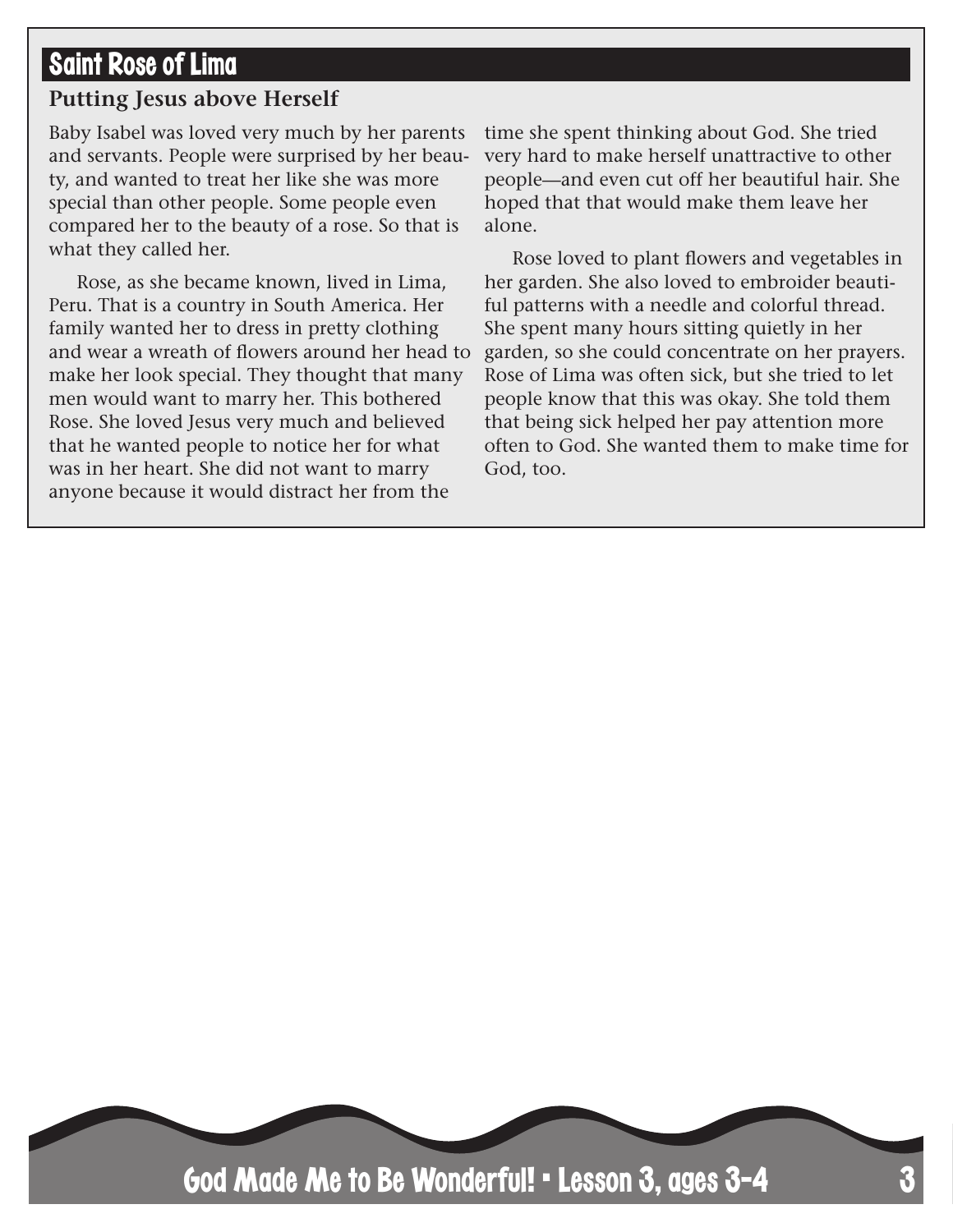## Saint Rose of Lima

### Putting Jesus above Herself

Baby Isabel was loved very much by her parents and servants. People were surprised by her beauty, and wanted to treat her like she was more special than other people. Some people even compared her to the beauty of a rose. So that is what they called her.

Rose, as she became known, lived in Lima, Peru. That is a country in South America. Her family wanted her to dress in pretty clothing and wear a wreath of flowers around her head to make her look special. They thought that many men would want to marry her. This bothered Rose. She loved Jesus very much and believed that he wanted people to notice her for what was in her heart. She did not want to marry anyone because it would distract her from the time she spent thinking about God. She tried very hard to make herself unattractive to other people—and even cut off her beautiful hair. She hoped that that would make them leave her alone.

Rose loved to plant flowers and vegetables in her garden. She also loved to embroider beautiful patterns with a needle and colorful thread. She spent many hours sitting quietly in her garden, so she could concentrate on her prayers. Rose of Lima was often sick, but she tried to let people know that this was okay. She told them that being sick helped her pay attention more often to God. She wanted them to make time for God, too.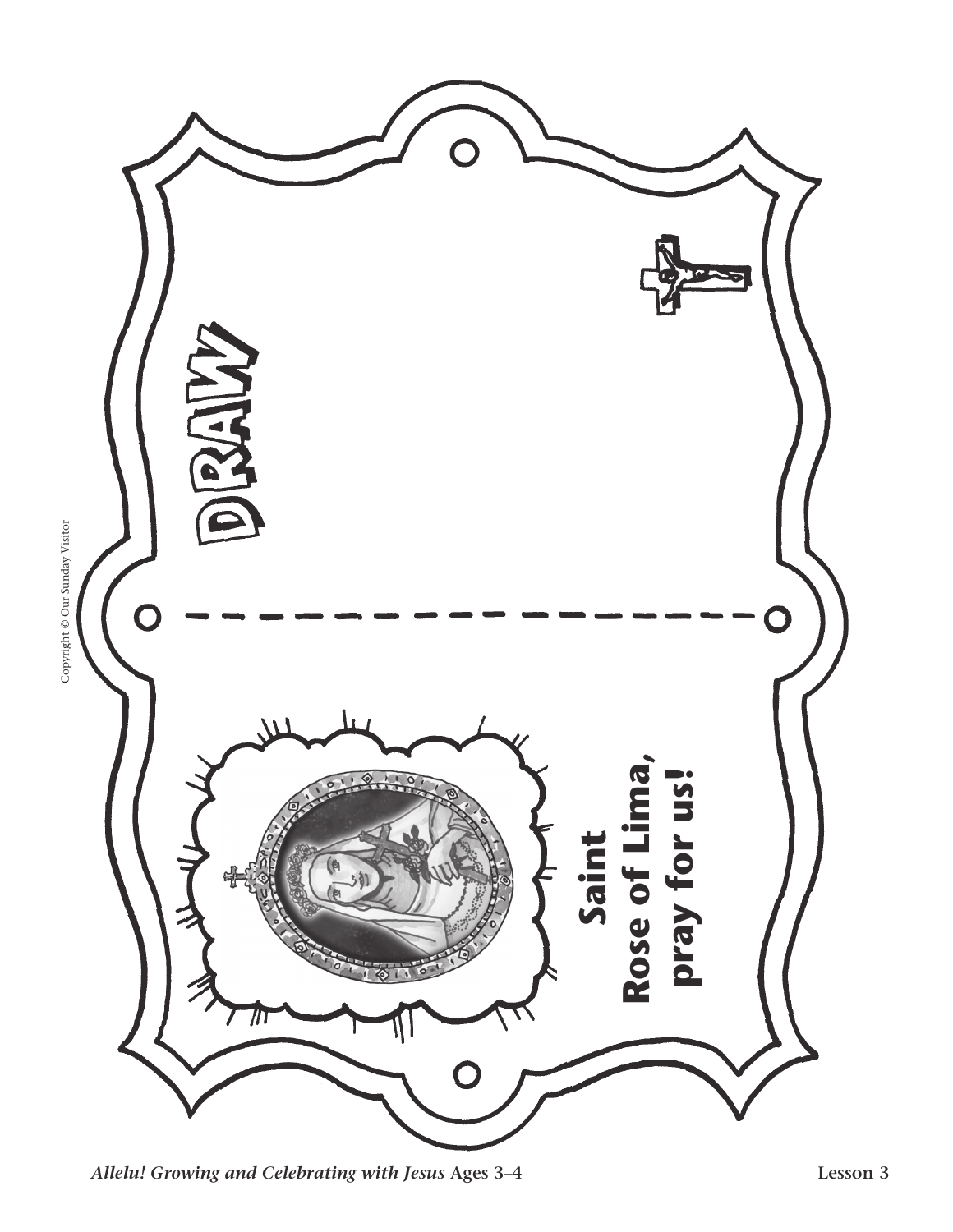DRAW

Saint
Rose of Lima,
pray for us!